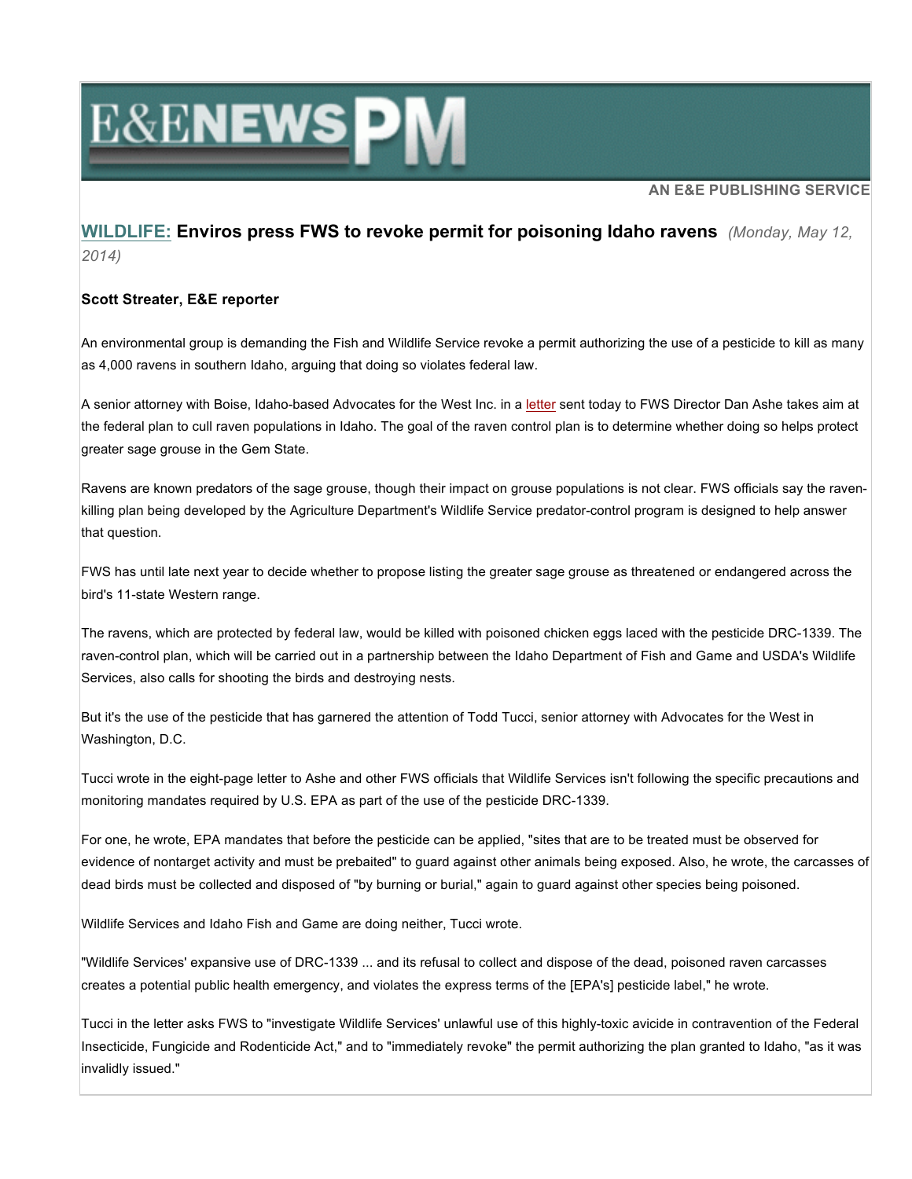E&E NEWS PM

AN E&E PUBLISHING SERVICE

## WILDLIFE: Enviros press FWS to revoke permit for poisoning Idaho ravens *(Monday, May 12, 2014)*

**Scott Streater, E&E reporter**

An environmental group is demanding the Fish and Wildlife Service revoke a permit authorizing the use of a pesticide to kill as many as 4,000 ravens in southern Idaho, arguing that doing so violates federal law.

A senior attorney with Boise, Idaho-based Advocates for the West Inc. in a letter sent today to FWS Director Dan Ashe takes aim at the federal plan to cull raven populations in Idaho. The goal of the raven control plan is to determine whether doing so helps protect greater sage grouse in the Gem State.

Ravens are known predators of the sage grouse, though their impact on grouse populations is not clear. FWS officials say the raven-killing plan being developed by the Agriculture Department's Wildlife Service predator-control program is designed to help answer that question.

FWS has until late next year to decide whether to propose listing the greater sage grouse as threatened or endangered across the bird's 11-state Western range.

The ravens, which are protected by federal law, would be killed with poisoned chicken eggs laced with the pesticide DRC-1339. The raven-control plan, which will be carried out in a partnership between the Idaho Department of Fish and Game and USDA's Wildlife Services, also calls for shooting the birds and destroying nests.

But it's the use of the pesticide that has garnered the attention of Todd Tucci, senior attorney with Advocates for the West in Washington, D.C.

Tucci wrote in the eight-page letter to Ashe and other FWS officials that Wildlife Services isn't following the specific precautions and monitoring mandates required by U.S. EPA as part of the use of the pesticide DRC-1339.

For one, he wrote, EPA mandates that before the pesticide can be applied, "sites that are to be treated must be observed for evidence of nontarget activity and must be prebaited" to guard against other animals being exposed. Also, he wrote, the carcasses of dead birds must be collected and disposed of "by burning or burial," again to guard against other species being poisoned.

Wildlife Services and Idaho Fish and Game are doing neither, Tucci wrote.

"Wildlife Services' expansive use of DRC-1339 ... and its refusal to collect and dispose of the dead, poisoned raven carcasses creates a potential public health emergency, and violates the express terms of the [EPA's] pesticide label," he wrote.

Tucci in the letter asks FWS to "investigate Wildlife Services' unlawful use of this highly-toxic avicide in contravention of the Federal Insecticide, Fungicide and Rodenticide Act," and to "immediately revoke" the permit authorizing the plan granted to Idaho, "as it was invalidly issued."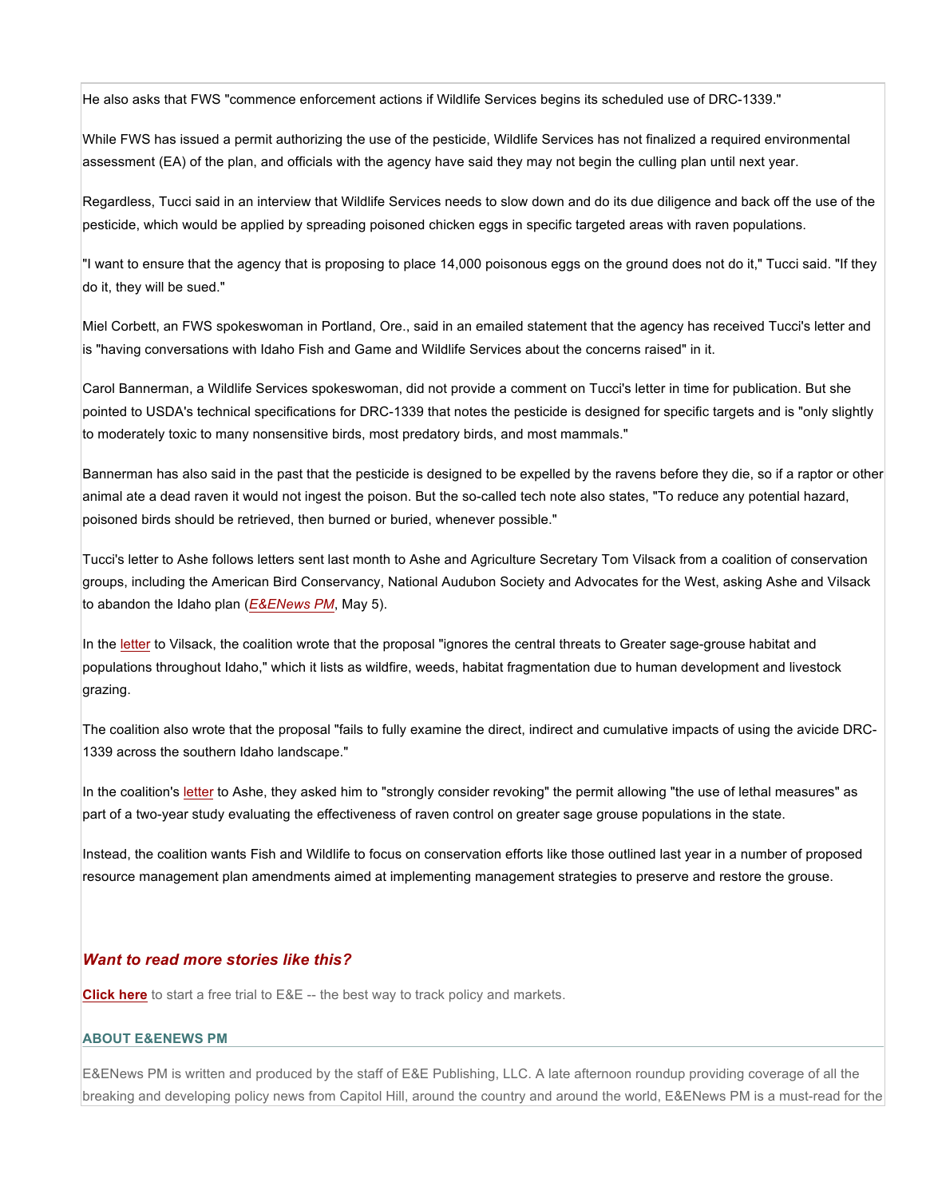He also asks that FWS "commence enforcement actions if Wildlife Services begins its scheduled use of DRC-1339."

While FWS has issued a permit authorizing the use of the pesticide, Wildlife Services has not finalized a required environmental assessment (EA) of the plan, and officials with the agency have said they may not begin the culling plan until next year.

Regardless, Tucci said in an interview that Wildlife Services needs to slow down and do its due diligence and back off the use of the pesticide, which would be applied by spreading poisoned chicken eggs in specific targeted areas with raven populations.

"I want to ensure that the agency that is proposing to place 14,000 poisonous eggs on the ground does not do it," Tucci said. "If they do it, they will be sued."

Miel Corbett, an FWS spokeswoman in Portland, Ore., said in an emailed statement that the agency has received Tucci's letter and is "having conversations with Idaho Fish and Game and Wildlife Services about the concerns raised" in it.

Carol Bannerman, a Wildlife Services spokeswoman, did not provide a comment on Tucci's letter in time for publication. But she pointed to USDA's technical specifications for DRC-1339 that notes the pesticide is designed for specific targets and is "only slightly to moderately toxic to many nonsensitive birds, most predatory birds, and most mammals."

Bannerman has also said in the past that the pesticide is designed to be expelled by the ravens before they die, so if a raptor or other animal ate a dead raven it would not ingest the poison. But the so-called tech note also states, "To reduce any potential hazard, poisoned birds should be retrieved, then burned or buried, whenever possible."

Tucci's letter to Ashe follows letters sent last month to Ashe and Agriculture Secretary Tom Vilsack from a coalition of conservation groups, including the American Bird Conservancy, National Audubon Society and Advocates for the West, asking Ashe and Vilsack to abandon the Idaho plan (*E&ENews PM*, May 5).

In the letter to Vilsack, the coalition wrote that the proposal "ignores the central threats to Greater sage-grouse habitat and populations throughout Idaho," which it lists as wildfire, weeds, habitat fragmentation due to human development and livestock grazing.

The coalition also wrote that the proposal "fails to fully examine the direct, indirect and cumulative impacts of using the avicide DRC-1339 across the southern Idaho landscape."

In the coalition's letter to Ashe, they asked him to "strongly consider revoking" the permit allowing "the use of lethal measures" as part of a two-year study evaluating the effectiveness of raven control on greater sage grouse populations in the state.

Instead, the coalition wants Fish and Wildlife to focus on conservation efforts like those outlined last year in a number of proposed resource management plan amendments aimed at implementing management strategies to preserve and restore the grouse.

### *Want to read more stories like this?*

**Click here** to start a free trial to E&E -- the best way to track policy and markets.

#### ABOUT E&ENEWS PM

E&ENews PM is written and produced by the staff of E&E Publishing, LLC. A late afternoon roundup providing coverage of all the breaking and developing policy news from Capitol Hill, around the country and around the world, E&ENews PM is a must-read for the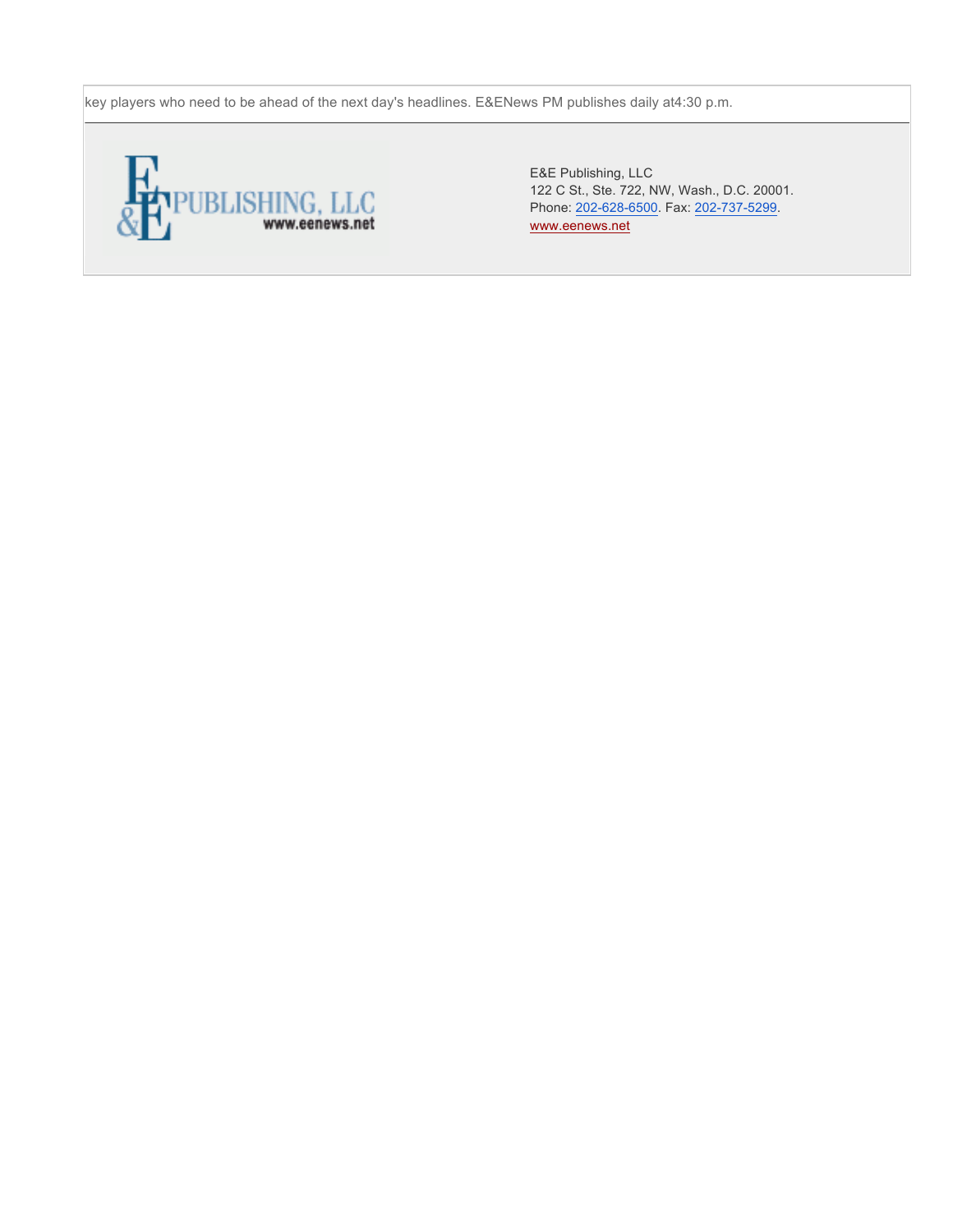key players who need to be ahead of the next day's headlines. E&ENews PM publishes daily at4:30 p.m.

---

E&E Publishing, LLC
122 C St., Ste. 722, NW, Wash., D.C. 20001.
Phone: 202-628-6500. Fax: 202-737-5299.
www.eenews.net